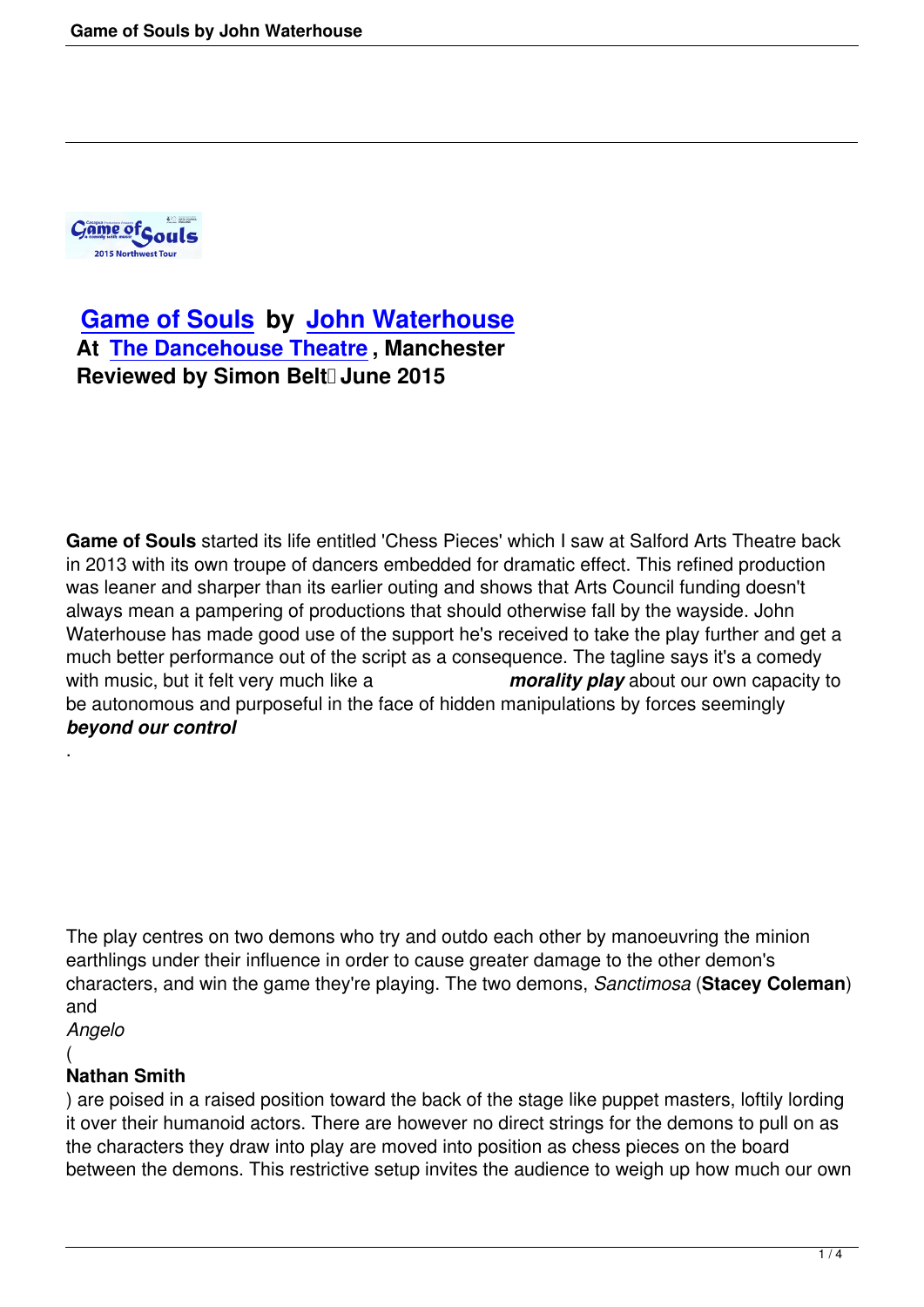## Game of Souls by John Waterhouse

**At The Dancehouse Theatre, Manchester**

**Reviewed by Simon Belt June 2015**

**Game of Souls** started its life entitled 'Chess Pieces' which I saw at Salford Arts Theatre back in 2013 with its own troupe of dancers embedded for dramatic effect. This refined production was leaner and sharper than its earlier outing and shows that Arts Council funding doesn't always mean a pampering of productions that should otherwise fall by the wayside. John Waterhouse has made good use of the support he's received to take the play further and get a much better performance out of the script as a consequence. The tagline says it's a comedy with music, but it felt very much like a ***morality play*** about our own capacity to be autonomous and purposeful in the face of hidden manipulations by forces seemingly ***beyond our control***.

The play centres on two demons who try and outdo each other by manoeuvring the minion earthlings under their influence in order to cause greater damage to the other demon's characters, and win the game they're playing. The two demons, *Sanctimosa* (**Stacey Coleman**) and *Angelo* (**Nathan Smith**) are poised in a raised position toward the back of the stage like puppet masters, loftily lording it over their humanoid actors. There are however no direct strings for the demons to pull on as the characters they draw into play are moved into position as chess pieces on the board between the demons. This restrictive setup invites the audience to weigh up how much our own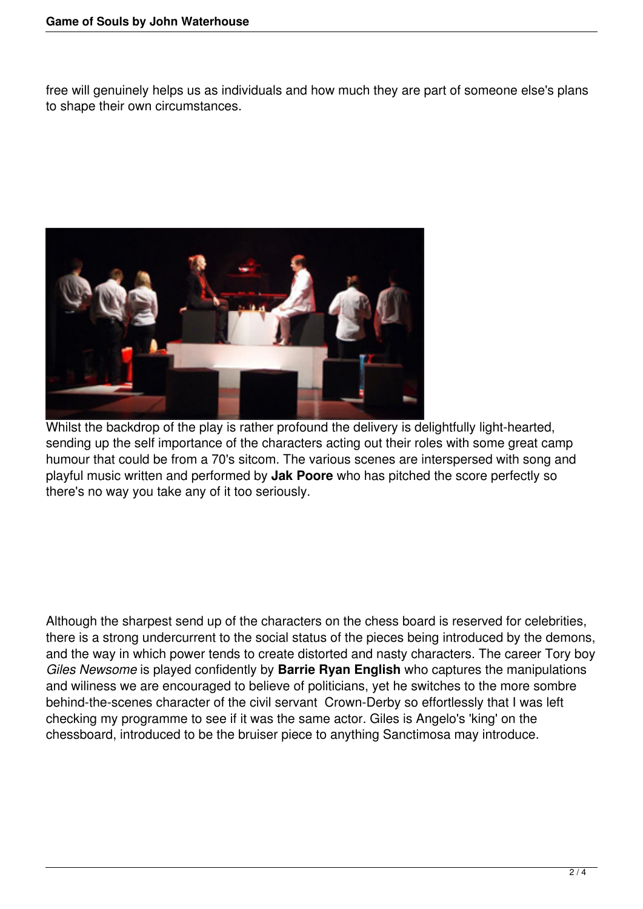free will genuinely helps us as individuals and how much they are part of someone else's plans to shape their own circumstances.

Whilst the backdrop of the play is rather profound the delivery is delightfully light-hearted, sending up the self importance of the characters acting out their roles with some great camp humour that could be from a 70's sitcom. The various scenes are interspersed with song and playful music written and performed by **Jak Poore** who has pitched the score perfectly so there's no way you take any of it too seriously.

Although the sharpest send up of the characters on the chess board is reserved for celebrities, there is a strong undercurrent to the social status of the pieces being introduced by the demons, and the way in which power tends to create distorted and nasty characters. The career Tory boy *Giles Newsome* is played confidently by **Barrie Ryan English** who captures the manipulations and wiliness we are encouraged to believe of politicians, yet he switches to the more sombre behind-the-scenes character of the civil servant Crown-Derby so effortlessly that I was left checking my programme to see if it was the same actor. Giles is Angelo's 'king' on the chessboard, introduced to be the bruiser piece to anything Sanctimosa may introduce.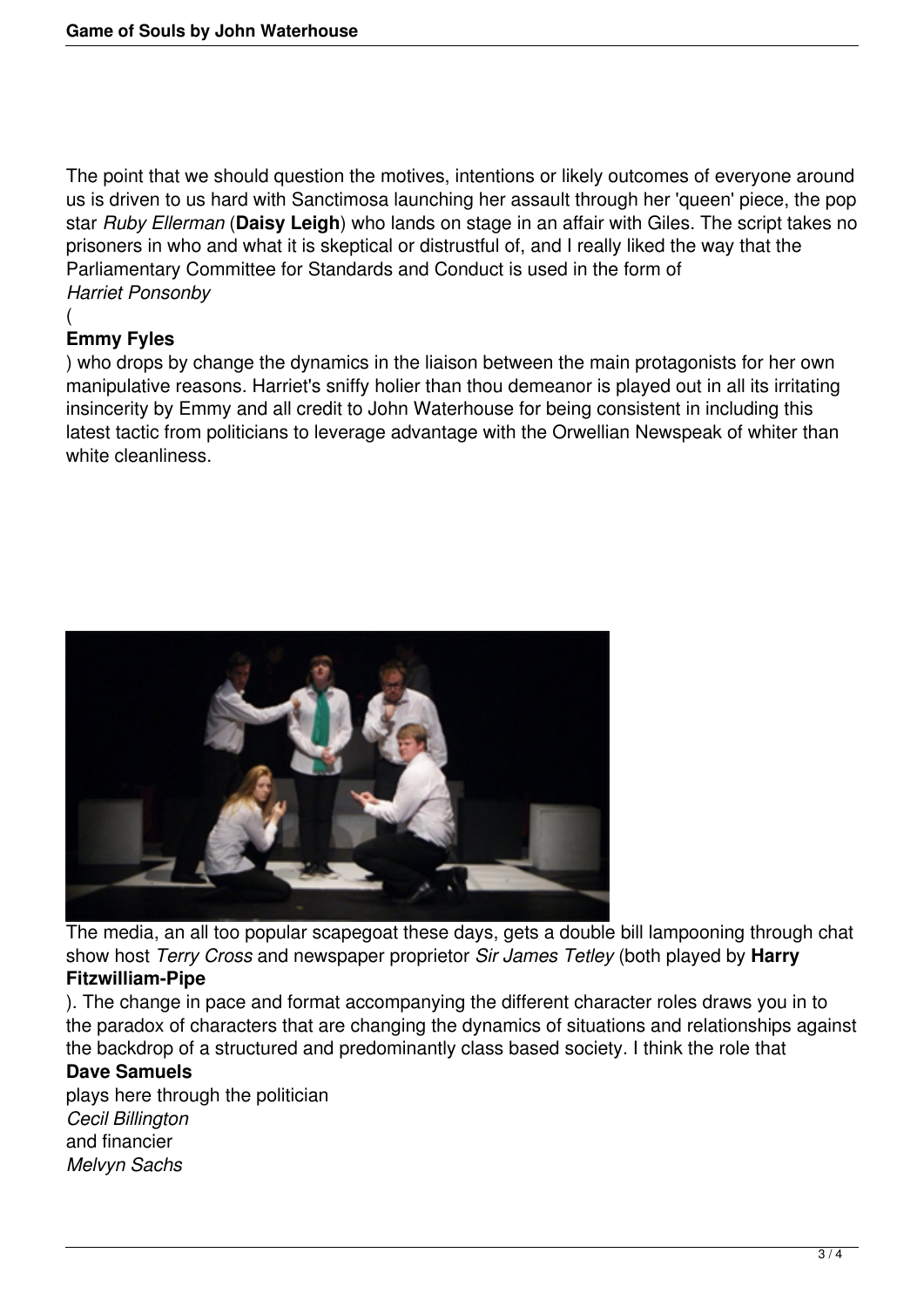The point that we should question the motives, intentions or likely outcomes of everyone around us is driven to us hard with Sanctimosa launching her assault through her 'queen' piece, the pop star *Ruby Ellerman* (**Daisy Leigh**) who lands on stage in an affair with Giles. The script takes no prisoners in who and what it is skeptical or distrustful of, and I really liked the way that the Parliamentary Committee for Standards and Conduct is used in the form of *Harriet Ponsonby* (**Emmy Fyles**) who drops by change the dynamics in the liaison between the main protagonists for her own manipulative reasons. Harriet's sniffy holier than thou demeanor is played out in all its irritating insincerity by Emmy and all credit to John Waterhouse for being consistent in including this latest tactic from politicians to leverage advantage with the Orwellian Newspeak of whiter than white cleanliness.

The media, an all too popular scapegoat these days, gets a double bill lampooning through chat show host *Terry Cross* and newspaper proprietor *Sir James Tetley* (both played by **Harry Fitzwilliam-Pipe**). The change in pace and format accompanying the different character roles draws you in to the paradox of characters that are changing the dynamics of situations and relationships against the backdrop of a structured and predominantly class based society. I think the role that **Dave Samuels** plays here through the politician *Cecil Billington* and financier *Melvyn Sachs*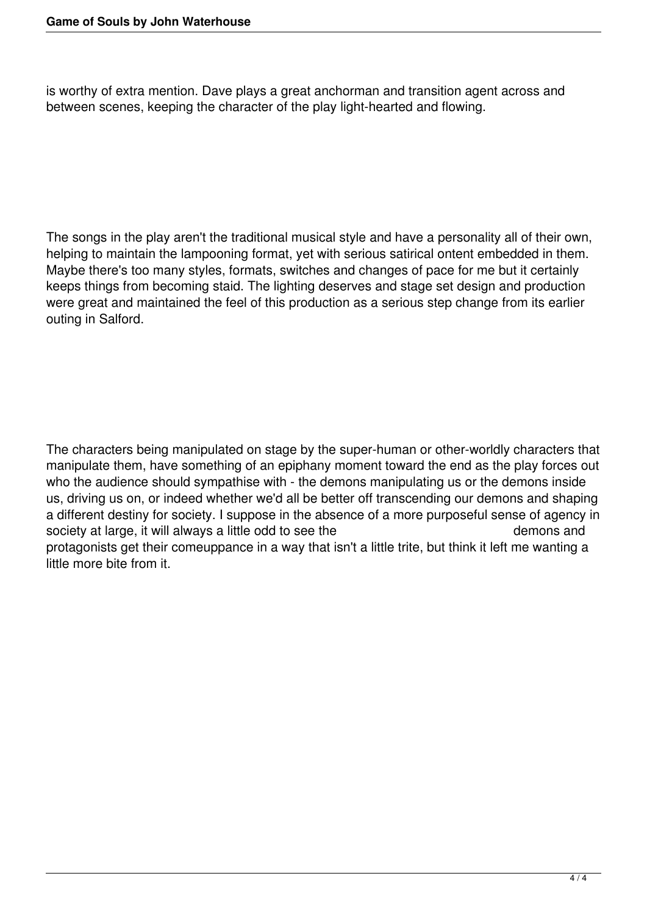is worthy of extra mention. Dave plays a great anchorman and transition agent across and between scenes, keeping the character of the play light-hearted and flowing.

The songs in the play aren't the traditional musical style and have a personality all of their own, helping to maintain the lampooning format, yet with serious satirical ontent embedded in them. Maybe there's too many styles, formats, switches and changes of pace for me but it certainly keeps things from becoming staid. The lighting deserves and stage set design and production were great and maintained the feel of this production as a serious step change from its earlier outing in Salford.

The characters being manipulated on stage by the super-human or other-worldly characters that manipulate them, have something of an epiphany moment toward the end as the play forces out who the audience should sympathise with - the demons manipulating us or the demons inside us, driving us on, or indeed whether we'd all be better off transcending our demons and shaping a different destiny for society. I suppose in the absence of a more purposeful sense of agency in society at large, it will always a little odd to see the demons and protagonists get their comeuppance in a way that isn't a little trite, but think it left me wanting a little more bite from it.